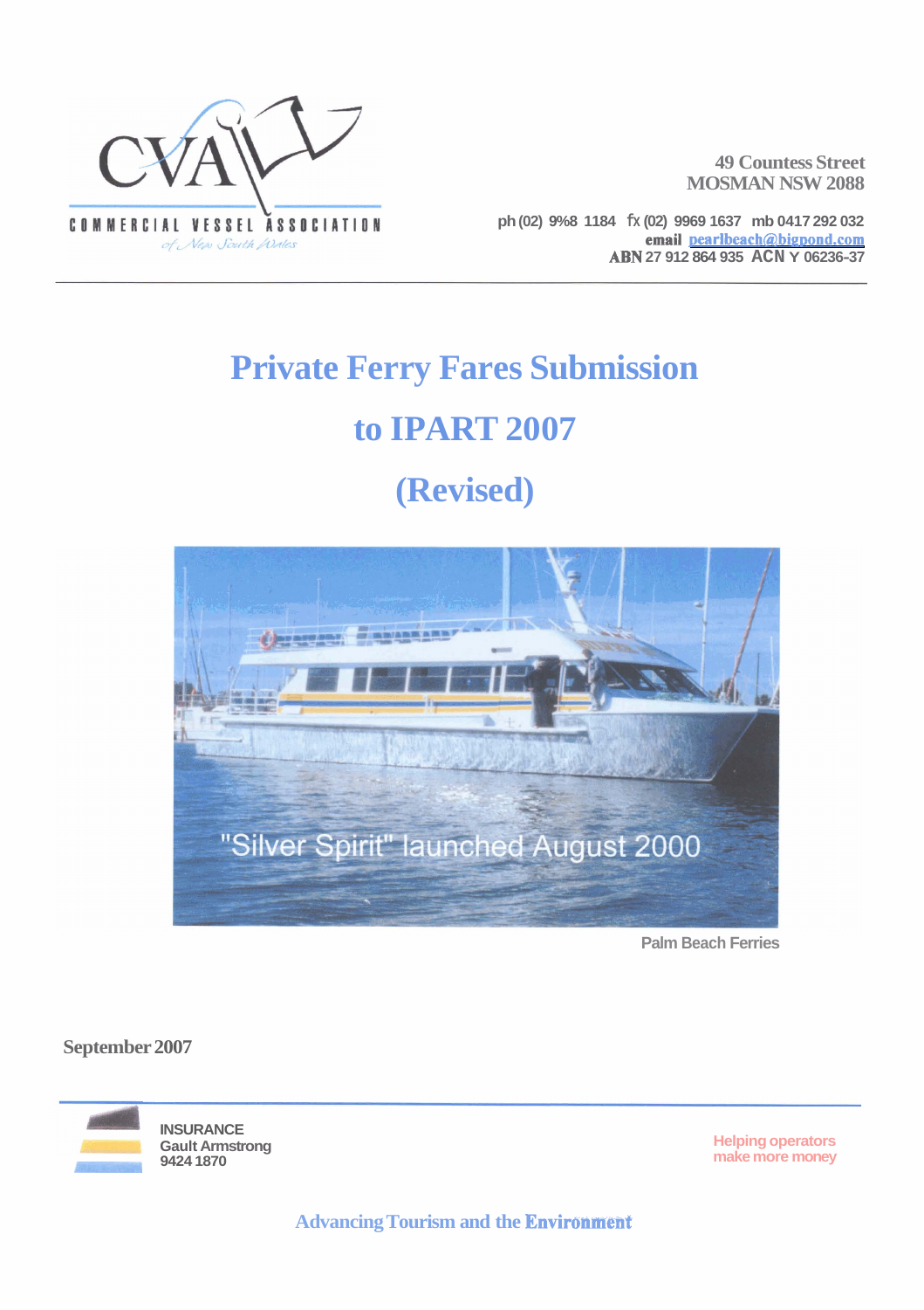COMMERCIAL VESSEL ASSOCIATION
of New South Wales

49 Countess Street
MOSMAN NSW 2088

ph (02) 9%8 1184 fx (02) 9969 1637 mb 0417 292 032
email pearlbeach@bigpond.com
ABN 27 912 864 935 ACN Y 06236-37

# Private Ferry Fares Submission

# to IPART 2007

# (Revised)

"Silver Spirit" launched August 2000

Palm Beach Ferries

September 2007

INSURANCE
Gault Armstrong
9424 1870

Helping operators make more money

Advancing Tourism and the Environment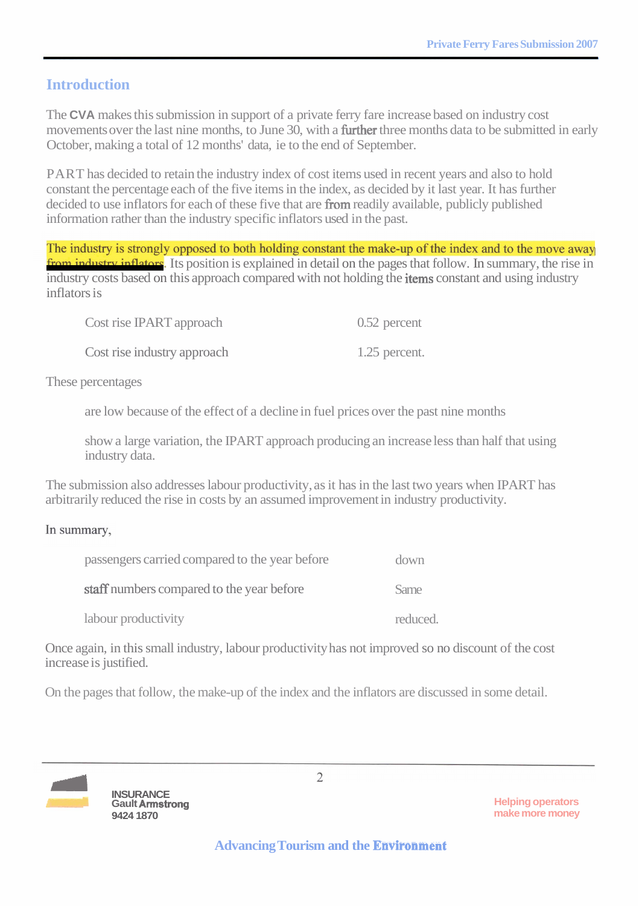## Introduction

The **CVA** makes this submission in support of a private ferry fare increase based on industry cost movements over the last nine months, to June 30, with a further three months data to be submitted in early October, making a total of 12 months' data, ie to the end of September.

PART has decided to retain the industry index of cost items used in recent years and also to hold constant the percentage each of the five items in the index, as decided by it last year. It has further decided to use inflators for each of these five that are from readily available, publicly published information rather than the industry specific inflators used in the past.

The industry is strongly opposed to both holding constant the make-up of the index and to the move away from industry inflators. Its position is explained in detail on the pages that follow. In summary, the rise in industry costs based on this approach compared with not holding the items constant and using industry inflators is

| | |
|---|---|
| Cost rise IPART approach | 0.52 percent |
| Cost rise industry approach | 1.25 percent. |

These percentages

- are low because of the effect of a decline in fuel prices over the past nine months
- show a large variation, the IPART approach producing an increase less than half that using industry data.

The submission also addresses labour productivity, as it has in the last two years when IPART has arbitrarily reduced the rise in costs by an assumed improvement in industry productivity.

In summary,

| | |
|---|---|
| passengers carried compared to the year before | down |
| staff numbers compared to the year before | Same |
| labour productivity | reduced. |

Once again, in this small industry, labour productivity has not improved so no discount of the cost increase is justified.

On the pages that follow, the make-up of the index and the inflators are discussed in some detail.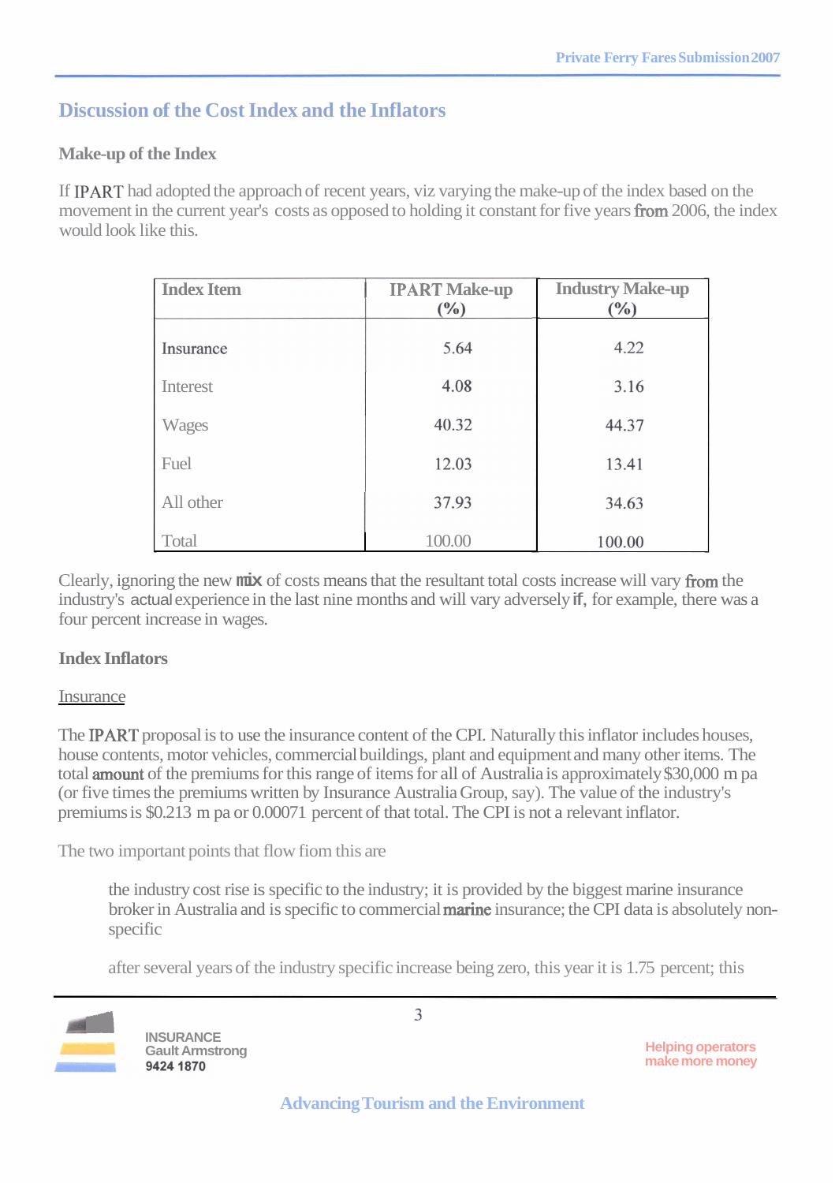## Discussion of the Cost Index and the Inflators

### Make-up of the Index

If IPART had adopted the approach of recent years, viz varying the make-up of the index based on the movement in the current year's costs as opposed to holding it constant for five years from 2006, the index would look like this.

| Index Item | IPART Make-up (%) | Industry Make-up (%) |
|---|---|---|
| Insurance | 5.64 | 4.22 |
| Interest | 4.08 | 3.16 |
| Wages | 40.32 | 44.37 |
| Fuel | 12.03 | 13.41 |
| All other | 37.93 | 34.63 |
| Total | 100.00 | 100.00 |

Clearly, ignoring the new mix of costs means that the resultant total costs increase will vary from the industry's actual experience in the last nine months and will vary adversely if, for example, there was a four percent increase in wages.

### Index Inflators

Insurance

The IPART proposal is to use the insurance content of the CPI. Naturally this inflator includes houses, house contents, motor vehicles, commercial buildings, plant and equipment and many other items. The total amount of the premiums for this range of items for all of Australia is approximately $30,000 m pa (or five times the premiums written by Insurance Australia Group, say). The value of the industry's premiums is $0.213 m pa or 0.00071 percent of that total. The CPI is not a relevant inflator.

The two important points that flow fiom this are

the industry cost rise is specific to the industry; it is provided by the biggest marine insurance broker in Australia and is specific to commercial marine insurance; the CPI data is absolutely non-specific

after several years of the industry specific increase being zero, this year it is 1.75 percent; this

INSURANCE
Gault Armstrong
9424 1870

Helping operators make more money

Advancing Tourism and the Environment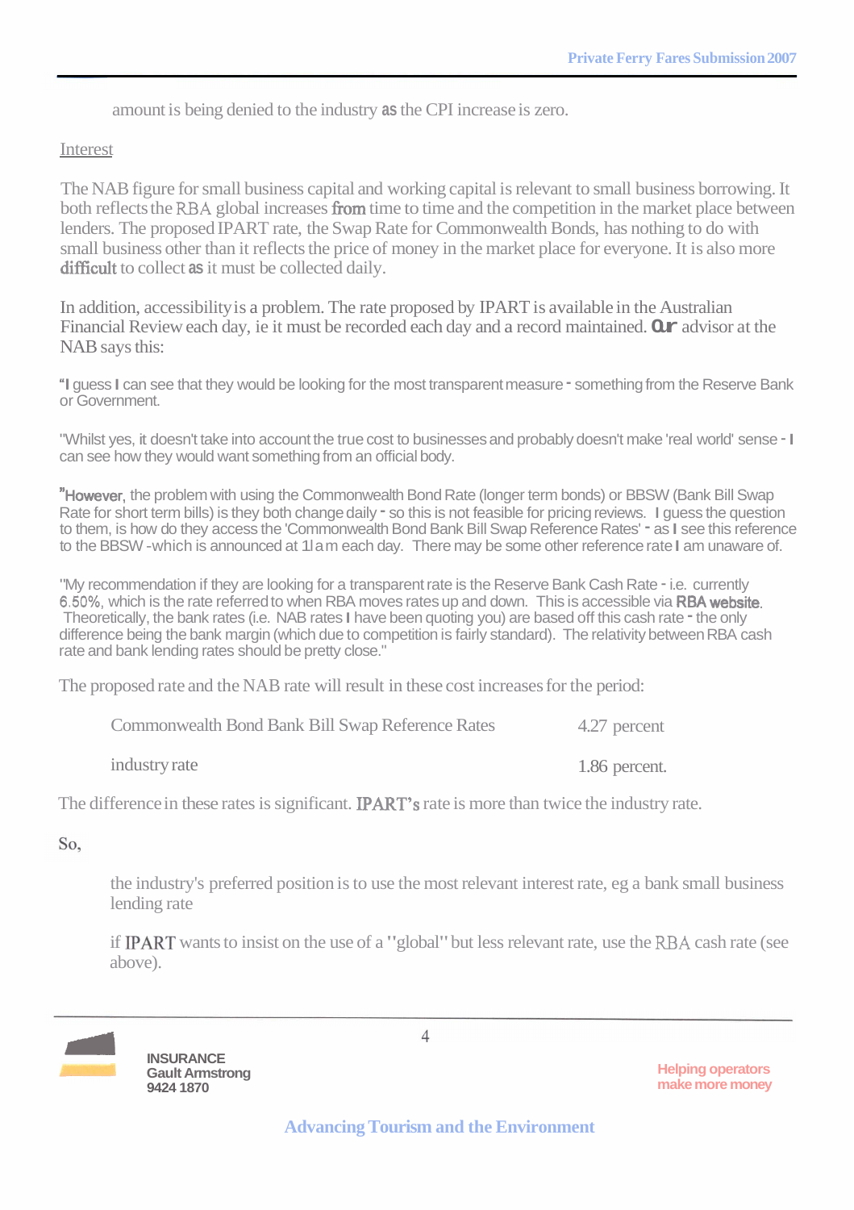amount is being denied to the industry as the CPI increase is zero.

Interest

The NAB figure for small business capital and working capital is relevant to small business borrowing. It both reflects the RBA global increases from time to time and the competition in the market place between lenders. The proposed IPART rate, the Swap Rate for Commonwealth Bonds, has nothing to do with small business other than it reflects the price of money in the market place for everyone. It is also more difficult to collect as it must be collected daily.

In addition, accessibility is a problem. The rate proposed by IPART is available in the Australian Financial Review each day, ie it must be recorded each day and a record maintained. Our advisor at the NAB says this:

"I guess I can see that they would be looking for the most transparent measure - something from the Reserve Bank or Government.

"Whilst yes, it doesn't take into account the true cost to businesses and probably doesn't make 'real world' sense - I can see how they would want something from an official body.

"However, the problem with using the Commonwealth Bond Rate (longer term bonds) or BBSW (Bank Bill Swap Rate for short term bills) is they both change daily - so this is not feasible for pricing reviews. I guess the question to them, is how do they access the 'Commonwealth Bond Bank Bill Swap Reference Rates' - as I see this reference to the BBSW -which is announced at 11am each day. There may be some other reference rate I am unaware of.

"My recommendation if they are looking for a transparent rate is the Reserve Bank Cash Rate - i.e. currently 6.50%, which is the rate referred to when RBA moves rates up and down. This is accessible via RBA website. Theoretically, the bank rates (i.e. NAB rates I have been quoting you) are based off this cash rate - the only difference being the bank margin (which due to competition is fairly standard). The relativity between RBA cash rate and bank lending rates should be pretty close."

The proposed rate and the NAB rate will result in these cost increases for the period:

| | |
|---|---|
| Commonwealth Bond Bank Bill Swap Reference Rates | 4.27 percent |
| industry rate | 1.86 percent. |

The difference in these rates is significant. IPART's rate is more than twice the industry rate.

So,

- the industry's preferred position is to use the most relevant interest rate, eg a bank small business lending rate
- if IPART wants to insist on the use of a "global" but less relevant rate, use the RBA cash rate (see above).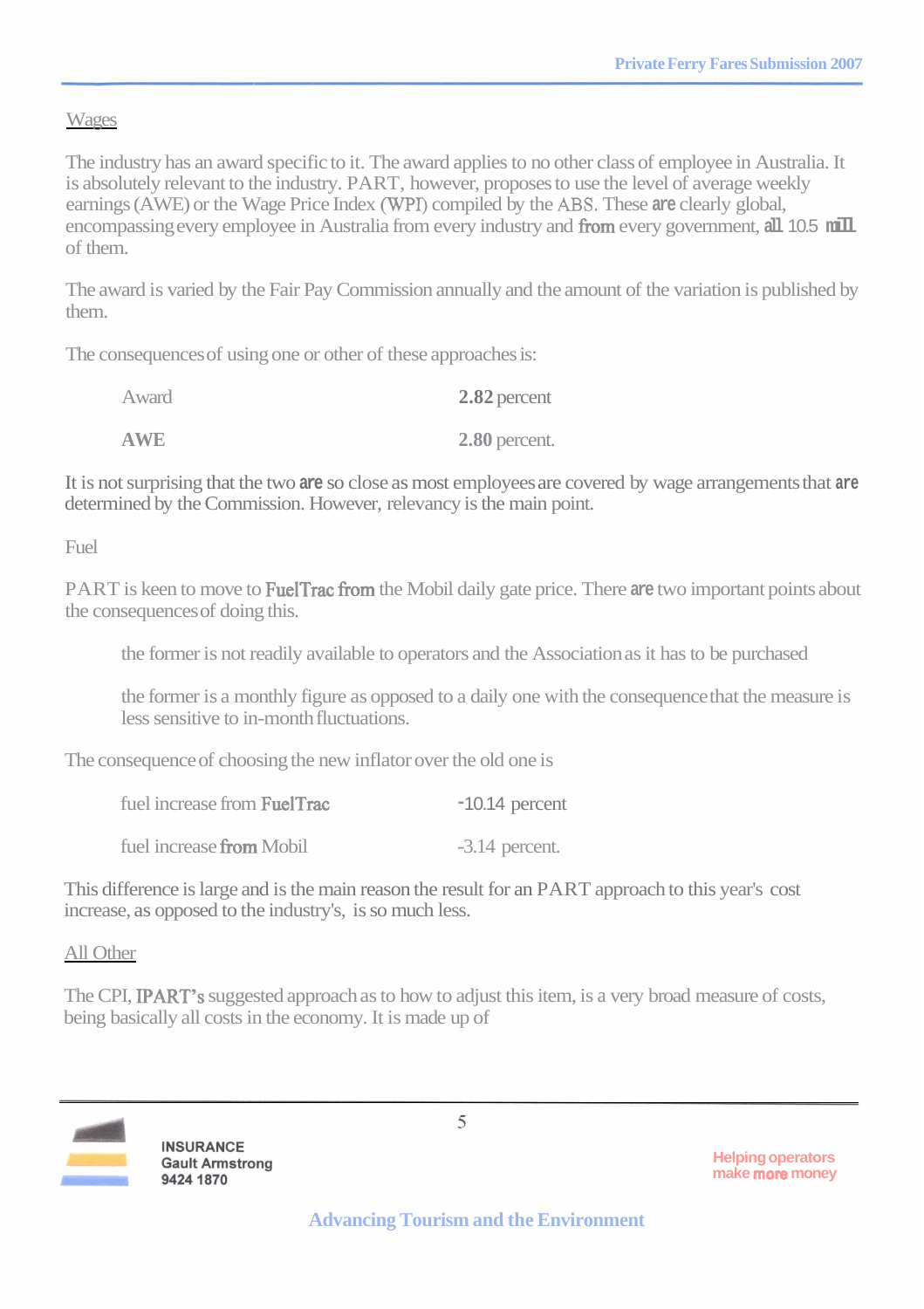Wages

The industry has an award specific to it. The award applies to no other class of employee in Australia. It is absolutely relevant to the industry. PART, however, proposes to use the level of average weekly earnings (AWE) or the Wage Price Index (WPI) compiled by the ABS. These are clearly global, encompassing every employee in Australia from every industry and from every government, all 10.5 mill of them.

The award is varied by the Fair Pay Commission annually and the amount of the variation is published by them.

The consequences of using one or other of these approaches is:

| | |
|---|---|
| Award | **2.82** percent |
| **AWE** | **2.80** percent. |

It is not surprising that the two are so close as most employees are covered by wage arrangements that are determined by the Commission. However, relevancy is the main point.

Fuel

PART is keen to move to FuelTrac from the Mobil daily gate price. There are two important points about the consequences of doing this.

the former is not readily available to operators and the Association as it has to be purchased

the former is a monthly figure as opposed to a daily one with the consequence that the measure is less sensitive to in-month fluctuations.

The consequence of choosing the new inflator over the old one is

| | |
|---|---|
| fuel increase from FuelTrac | -10.14 percent |
| fuel increase from Mobil | -3.14 percent. |

This difference is large and is the main reason the result for an PART approach to this year's cost increase, as opposed to the industry's, is so much less.

All Other

The CPI, IPART's suggested approach as to how to adjust this item, is a very broad measure of costs, being basically all costs in the economy. It is made up of

INSURANCE
Gault Armstrong
9424 1870

Helping operators make more money

Advancing Tourism and the Environment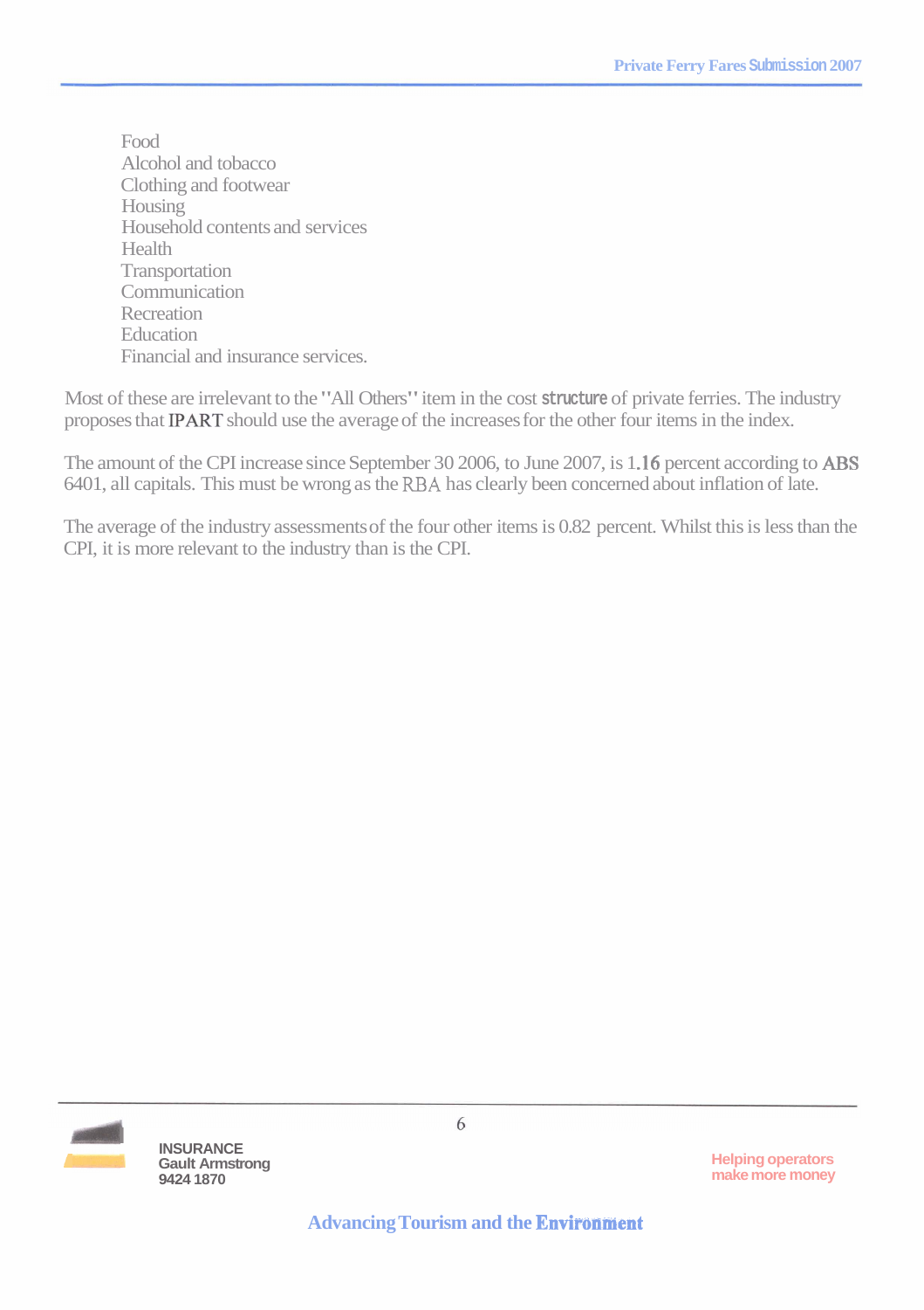- Food
- Alcohol and tobacco
- Clothing and footwear
- Housing
- Household contents and services
- Health
- Transportation
- Communication
- Recreation
- Education
- Financial and insurance services.

Most of these are irrelevant to the "All Others" item in the cost structure of private ferries. The industry proposes that IPART should use the average of the increases for the other four items in the index.

The amount of the CPI increase since September 30 2006, to June 2007, is 1.16 percent according to ABS 6401, all capitals. This must be wrong as the RBA has clearly been concerned about inflation of late.

The average of the industry assessments of the four other items is 0.82 percent. Whilst this is less than the CPI, it is more relevant to the industry than is the CPI.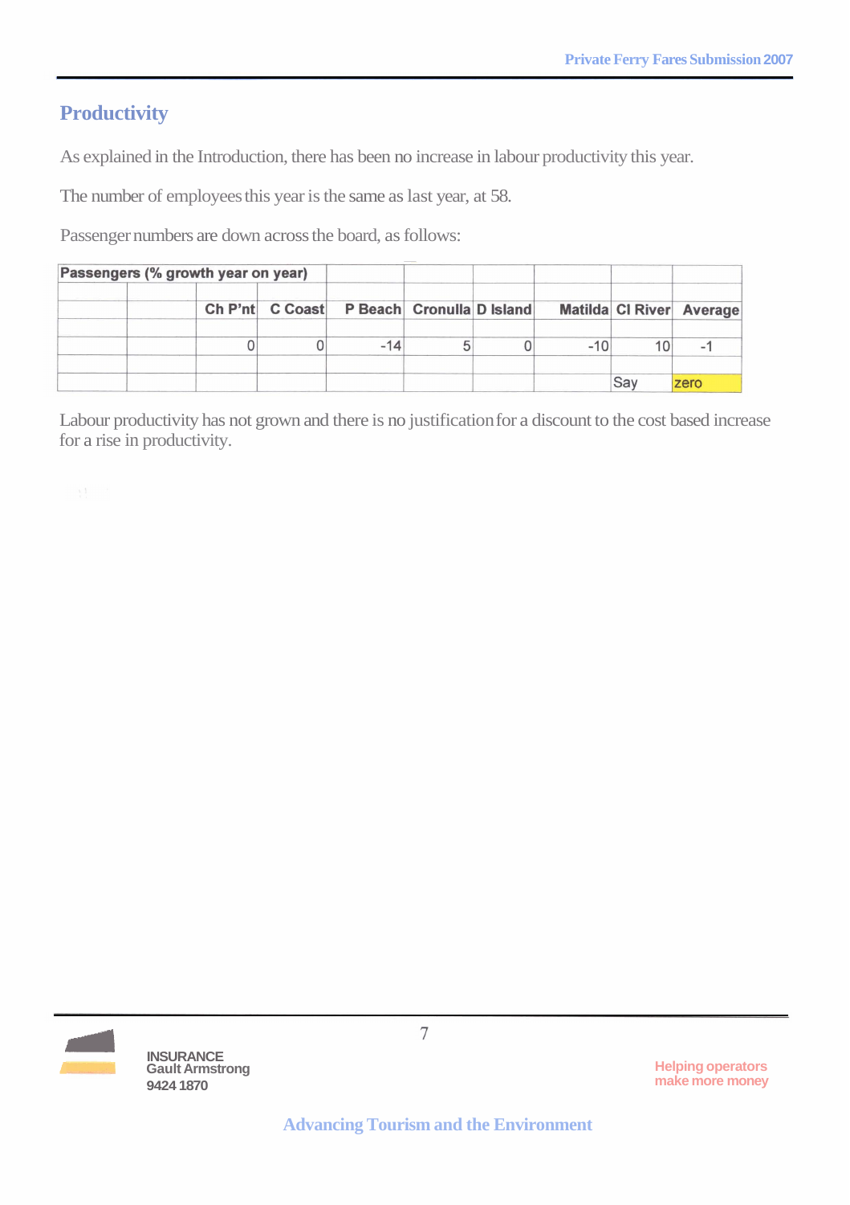## Productivity

As explained in the Introduction, there has been no increase in labour productivity this year.

The number of employees this year is the same as last year, at 58.

Passenger numbers are down across the board, as follows:

| Passengers (% growth year on year) | | | | | | | | | |
|---|---|---|---|---|---|---|---|---|---|
| | | Ch P'nt | C Coast | P Beach | Cronulla | D Island | Matilda | Cl River | Average |
| | | 0 | 0 | -14 | 5 | 0 | -10 | 10 | -1 |
| | | | | | | | | Say | zero |

Labour productivity has not grown and there is no justification for a discount to the cost based increase for a rise in productivity.

INSURANCE
Gault Armstrong
9424 1870

Helping operators make more money

Advancing Tourism and the Environment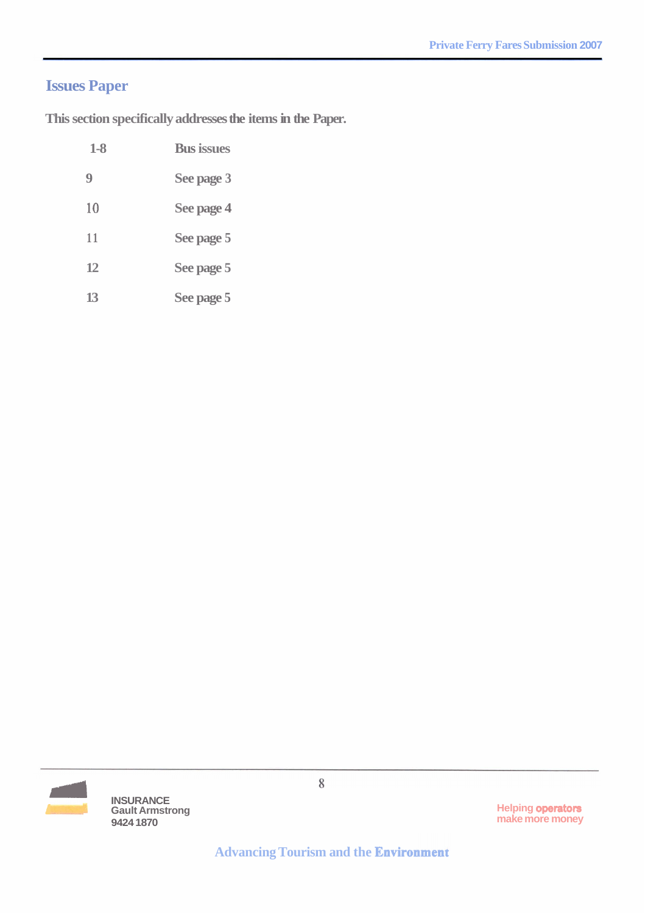## Issues Paper

This section specifically addresses the items in the Paper.

| | |
|---|---|
| 1-8 | Bus issues |
| 9 | See page 3 |
| 10 | See page 4 |
| 11 | See page 5 |
| 12 | See page 5 |
| 13 | See page 5 |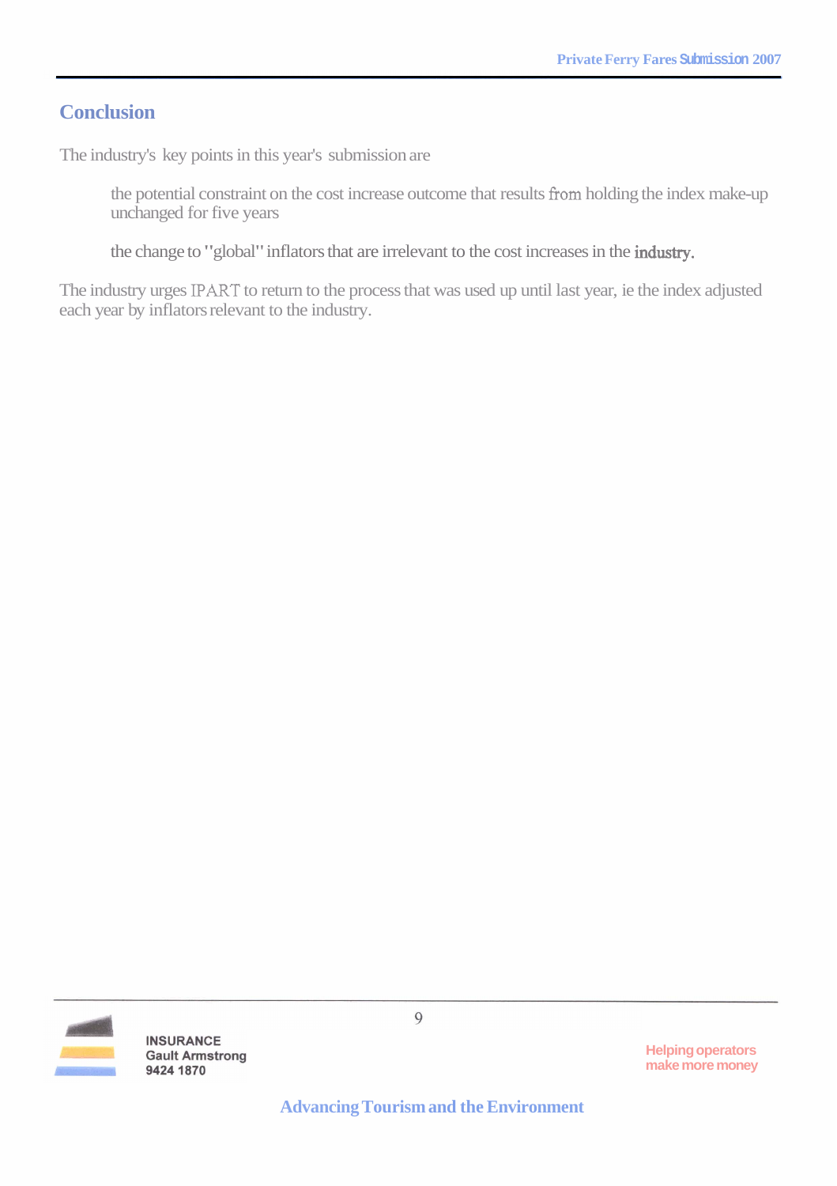## Conclusion

The industry's key points in this year's submission are

- the potential constraint on the cost increase outcome that results from holding the index make-up unchanged for five years

- the change to "global" inflators that are irrelevant to the cost increases in the industry.

The industry urges IPART to return to the process that was used up until last year, ie the index adjusted each year by inflators relevant to the industry.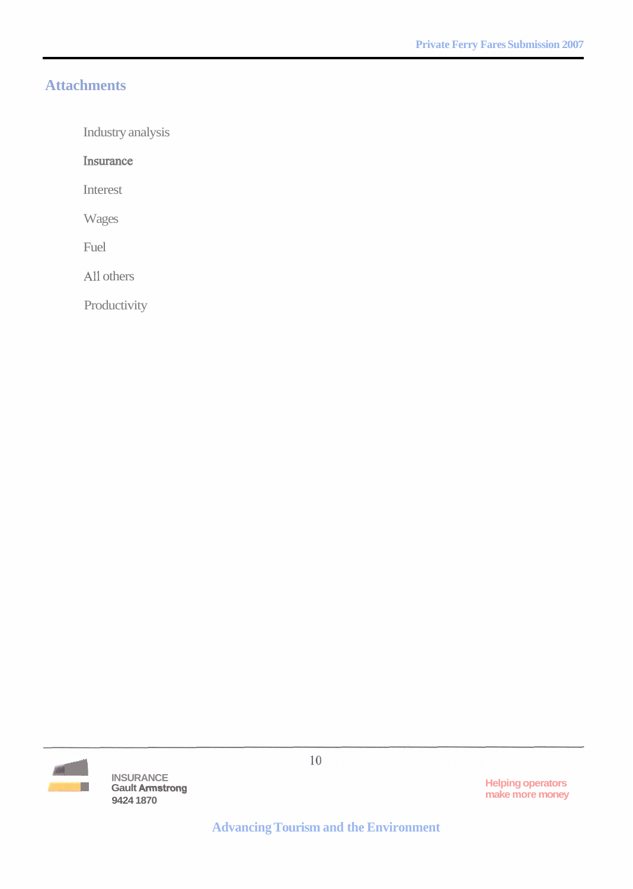## Attachments

Industry analysis

Insurance

Interest

Wages

Fuel

All others

Productivity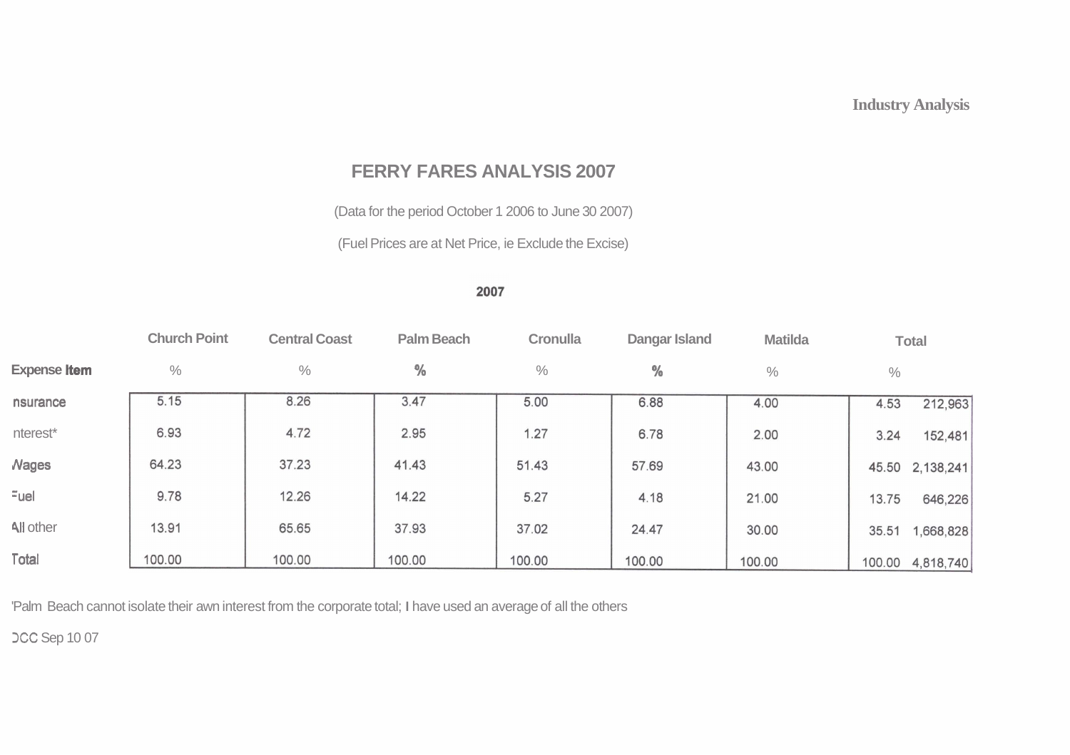# FERRY FARES ANALYSIS 2007

(Data for the period October 1 2006 to June 30 2007)

(Fuel Prices are at Net Price, ie Exclude the Excise)

**2007**

| Expense Item | Church Point % | Central Coast % | Palm Beach % | Cronulla % | Dangar Island % | Matilda % | Total % | Total |
|---|---|---|---|---|---|---|---|---|
| Insurance | 5.15 | 8.26 | 3.47 | 5.00 | 6.88 | 4.00 | 4.53 | 212,963 |
| Interest* | 6.93 | 4.72 | 2.95 | 1.27 | 6.78 | 2.00 | 3.24 | 152,481 |
| Wages | 64.23 | 37.23 | 41.43 | 51.43 | 57.69 | 43.00 | 45.50 | 2,138,241 |
| Fuel | 9.78 | 12.26 | 14.22 | 5.27 | 4.18 | 21.00 | 13.75 | 646,226 |
| All other | 13.91 | 65.65 | 37.93 | 37.02 | 24.47 | 30.00 | 35.51 | 1,668,828 |
| Total | 100.00 | 100.00 | 100.00 | 100.00 | 100.00 | 100.00 | 100.00 | 4,818,740 |

*Palm Beach cannot isolate their awn interest from the corporate total; I have used an average of all the others

DCC Sep 10 07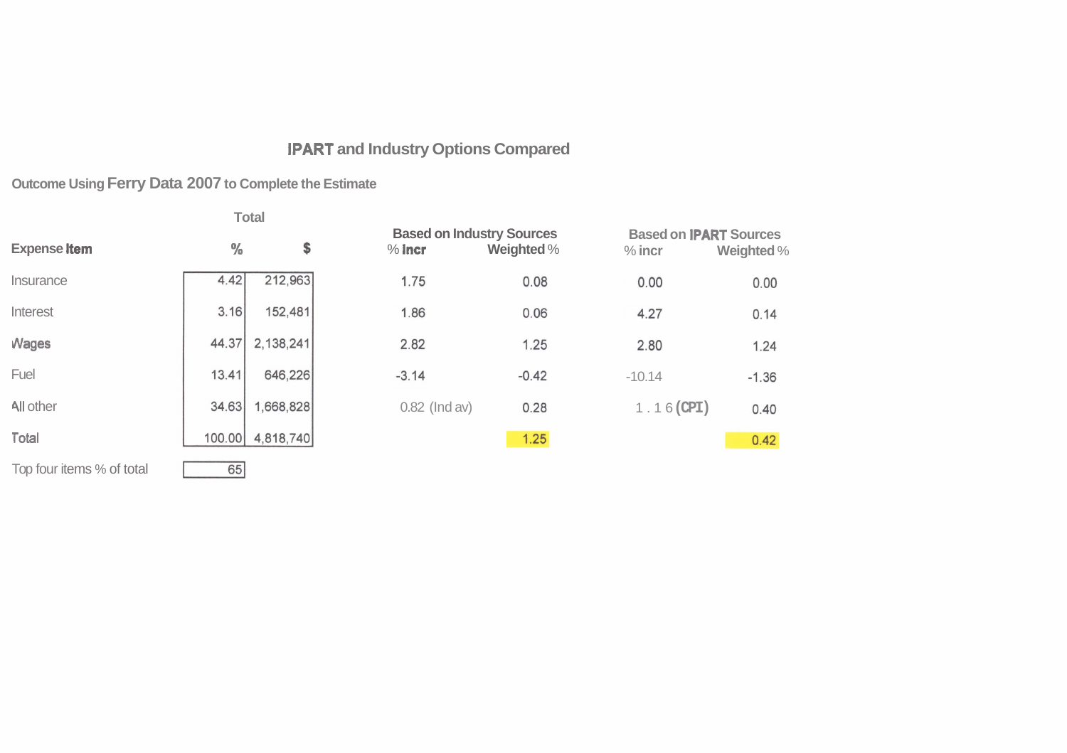## IPART and Industry Options Compared

**Outcome Using Ferry Data 2007 to Complete the Estimate**

| Expense Item | Total % | Total $ | Based on Industry Sources % incr | Based on Industry Sources Weighted % | Based on IPART Sources % incr | Based on IPART Sources Weighted % |
|---|---|---|---|---|---|---|
| Insurance | 4.42 | 212,963 | 1.75 | 0.08 | 0.00 | 0.00 |
| Interest | 3.16 | 152,481 | 1.86 | 0.06 | 4.27 | 0.14 |
| Wages | 44.37 | 2,138,241 | 2.82 | 1.25 | 2.80 | 1.24 |
| Fuel | 13.41 | 646,226 | -3.14 | -0.42 | -10.14 | -1.36 |
| All other | 34.63 | 1,668,828 | 0.82 (Ind av) | 0.28 | 1.16 (CPI) | 0.40 |
| Total | 100.00 | 4,818,740 | | 1.25 | | 0.42 |
| Top four items % of total | 65 | | | | | |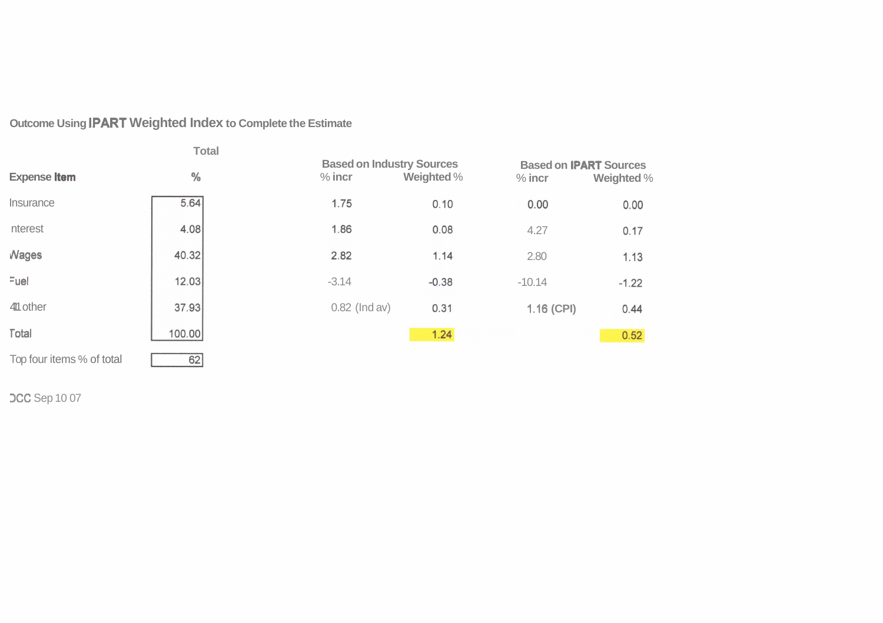## Outcome Using IPART Weighted Index to Complete the Estimate

| Expense Item | Total % | Based on Industry Sources % incr | Based on Industry Sources Weighted % | Based on IPART Sources % incr | Based on IPART Sources Weighted % |
|---|---|---|---|---|---|
| Insurance | 5.64 | 1.75 | 0.10 | 0.00 | 0.00 |
| nterest | 4.08 | 1.86 | 0.08 | 4.27 | 0.17 |
| Wages | 40.32 | 2.82 | 1.14 | 2.80 | 1.13 |
| Fuel | 12.03 | -3.14 | -0.38 | -10.14 | -1.22 |
| 41 other | 37.93 | 0.82 (Ind av) | 0.31 | 1.16 (CPI) | 0.44 |
| Total | 100.00 | | 1.24 | | 0.52 |
| Top four items % of total | 62 | | | | |

DCC Sep 10 07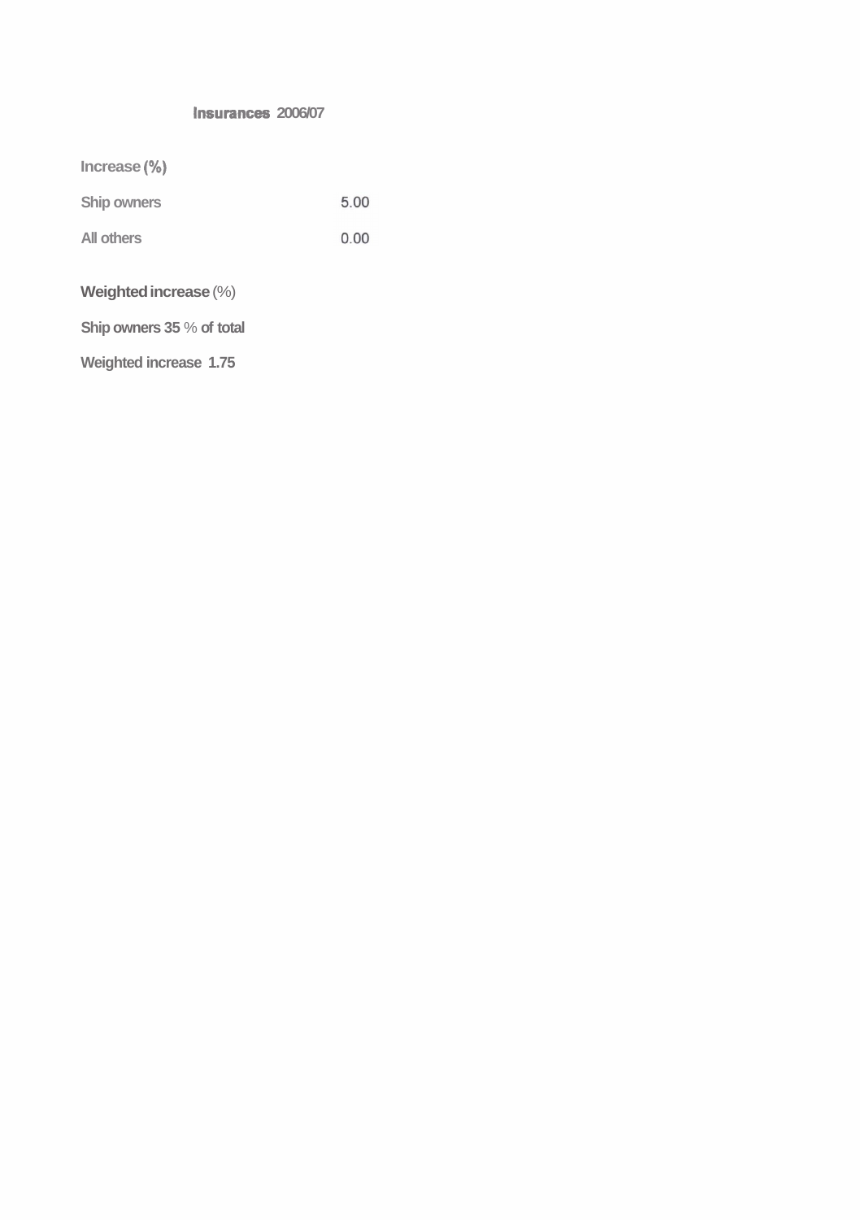## Insurances 2006/07

| Increase (%) | |
|---|---|
| Ship owners | 5.00 |
| All others | 0.00 |

**Weighted increase** (%)

**Ship owners 35** % **of total**

**Weighted increase 1.75**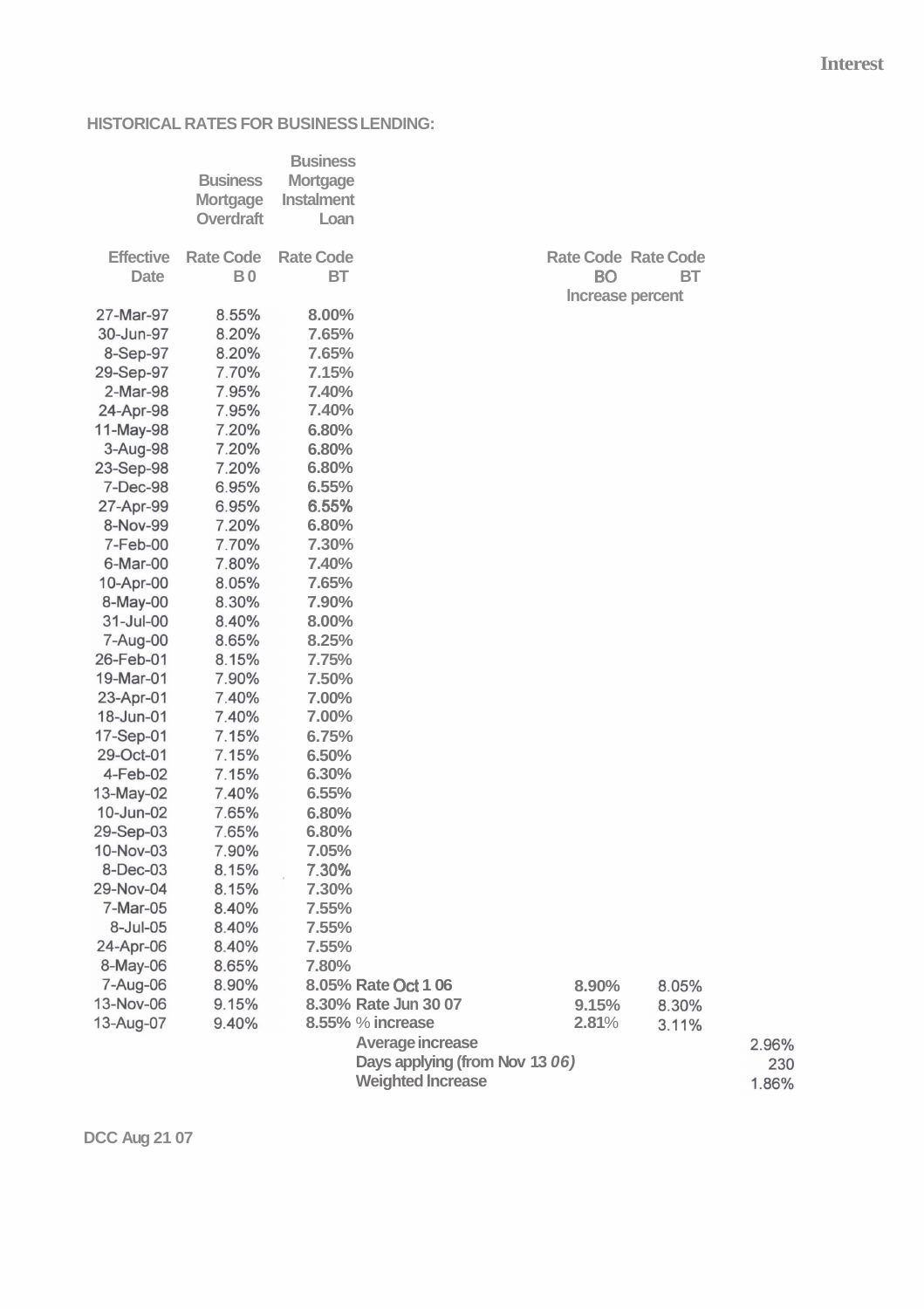## HISTORICAL RATES FOR BUSINESS LENDING:

| Effective Date | Business Mortgage Overdraft Rate Code B 0 | Business Mortgage Instalment Loan Rate Code BT | | Rate Code BO Increase percent | Rate Code BT | |
|---|---|---|---|---|---|---|
| 27-Mar-97 | 8.55% | 8.00% | | | | |
| 30-Jun-97 | 8.20% | 7.65% | | | | |
| 8-Sep-97 | 8.20% | 7.65% | | | | |
| 29-Sep-97 | 7.70% | 7.15% | | | | |
| 2-Mar-98 | 7.95% | 7.40% | | | | |
| 24-Apr-98 | 7.95% | 7.40% | | | | |
| 11-May-98 | 7.20% | 6.80% | | | | |
| 3-Aug-98 | 7.20% | 6.80% | | | | |
| 23-Sep-98 | 7.20% | 6.80% | | | | |
| 7-Dec-98 | 6.95% | 6.55% | | | | |
| 27-Apr-99 | 6.95% | 6.55% | | | | |
| 8-Nov-99 | 7.20% | 6.80% | | | | |
| 7-Feb-00 | 7.70% | 7.30% | | | | |
| 6-Mar-00 | 7.80% | 7.40% | | | | |
| 10-Apr-00 | 8.05% | 7.65% | | | | |
| 8-May-00 | 8.30% | 7.90% | | | | |
| 31-Jul-00 | 8.40% | 8.00% | | | | |
| 7-Aug-00 | 8.65% | 8.25% | | | | |
| 26-Feb-01 | 8.15% | 7.75% | | | | |
| 19-Mar-01 | 7.90% | 7.50% | | | | |
| 23-Apr-01 | 7.40% | 7.00% | | | | |
| 18-Jun-01 | 7.40% | 7.00% | | | | |
| 17-Sep-01 | 7.15% | 6.75% | | | | |
| 29-Oct-01 | 7.15% | 6.50% | | | | |
| 4-Feb-02 | 7.15% | 6.30% | | | | |
| 13-May-02 | 7.40% | 6.55% | | | | |
| 10-Jun-02 | 7.65% | 6.80% | | | | |
| 29-Sep-03 | 7.65% | 6.80% | | | | |
| 10-Nov-03 | 7.90% | 7.05% | | | | |
| 8-Dec-03 | 8.15% | 7.30% | | | | |
| 29-Nov-04 | 8.15% | 7.30% | | | | |
| 7-Mar-05 | 8.40% | 7.55% | | | | |
| 8-Jul-05 | 8.40% | 7.55% | | | | |
| 24-Apr-06 | 8.40% | 7.55% | | | | |
| 8-May-06 | 8.65% | 7.80% | | | | |
| 7-Aug-06 | 8.90% | 8.05% | Rate Oct 1 06 | 8.90% | 8.05% | |
| 13-Nov-06 | 9.15% | 8.30% | Rate Jun 30 07 | 9.15% | 8.30% | |
| 13-Aug-07 | 9.40% | 8.55% | % increase | 2.81% | 3.11% | |
| | | | Average increase | | | 2.96% |
| | | | Days applying (from Nov 13 06) | | | 230 |
| | | | Weighted Increase | | | 1.86% |

DCC Aug 21 07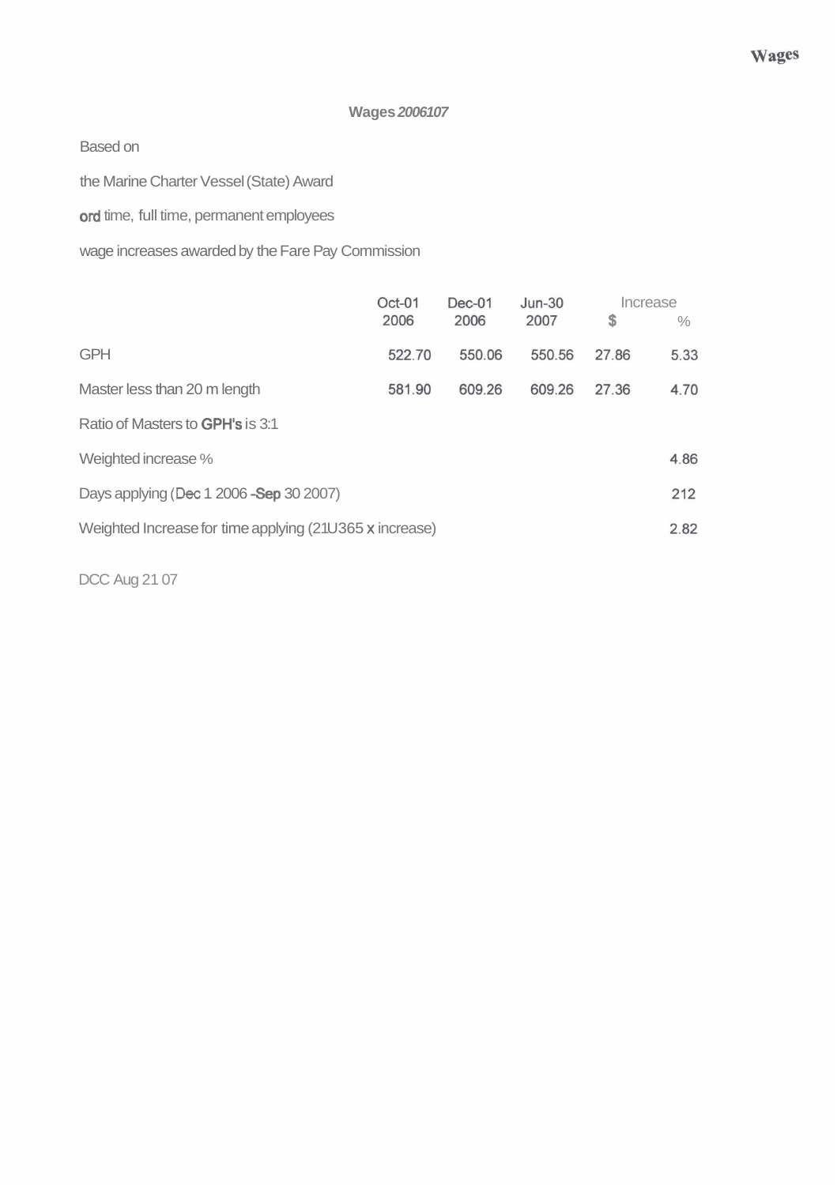### Wages *2006107*

Based on

the Marine Charter Vessel (State) Award

ord time, full time, permanent employees

wage increases awarded by the Fare Pay Commission

| | Oct-01 2006 | Dec-01 2006 | Jun-30 2007 | Increase $ | % |
|---|---|---|---|---|---|
| GPH | 522.70 | 550.06 | 550.56 | 27.86 | 5.33 |
| Master less than 20 m length | 581.90 | 609.26 | 609.26 | 27.36 | 4.70 |
| Ratio of Masters to GPH's is 3:1 | | | | | |
| Weighted increase % | | | | | 4.86 |
| Days applying (Dec 1 2006 -Sep 30 2007) | | | | | 212 |
| Weighted Increase for time applying (21U365 x increase) | | | | | 2.82 |

DCC Aug 21 07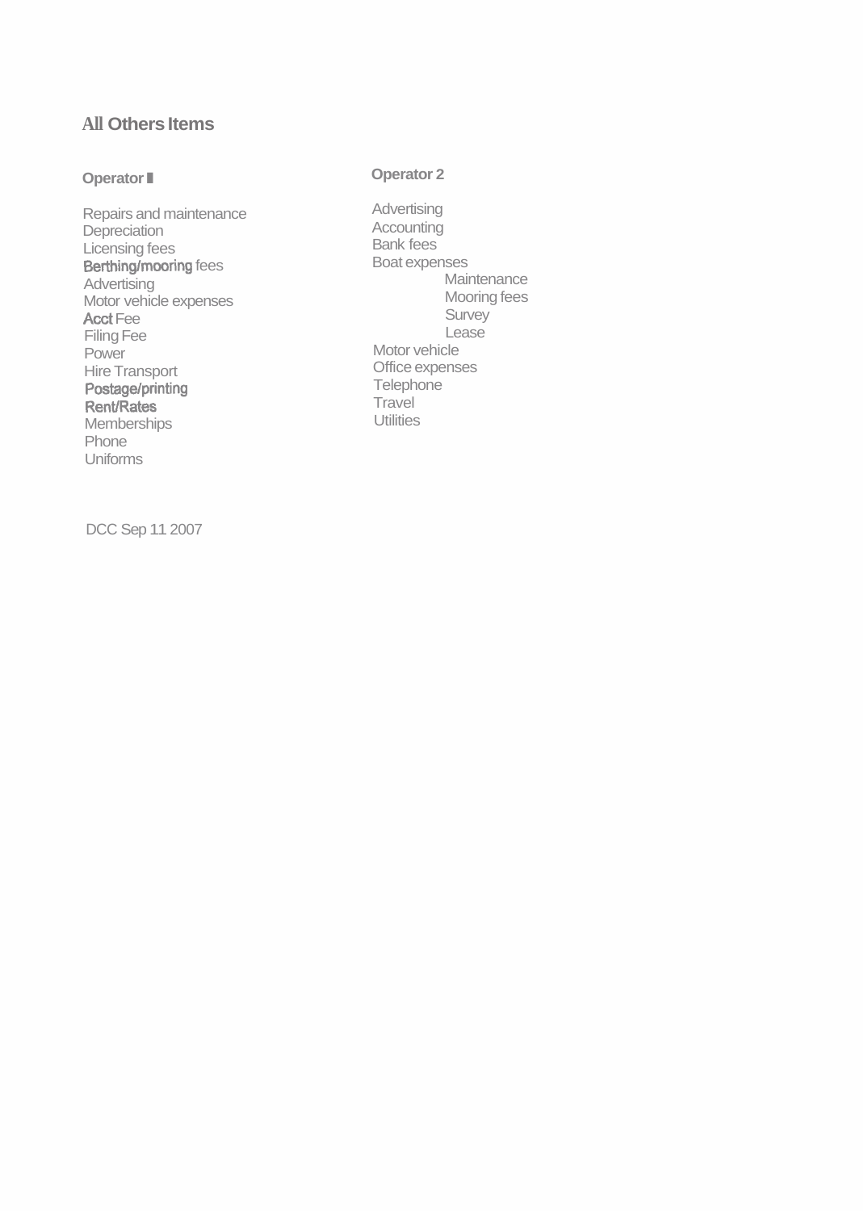## All Others Items

**Operator 1**

Repairs and maintenance
Depreciation
Licensing fees
Berthing/mooring fees
Advertising
Motor vehicle expenses
Acct Fee
Filing Fee
Power
Hire Transport
Postage/printing
Rent/Rates
Memberships
Phone
Uniforms

**Operator 2**

Advertising
Accounting
Bank fees
Boat expenses
- Maintenance
- Mooring fees
- Survey
- Lease

Motor vehicle
Office expenses
Telephone
Travel
Utilities

DCC Sep 11 2007